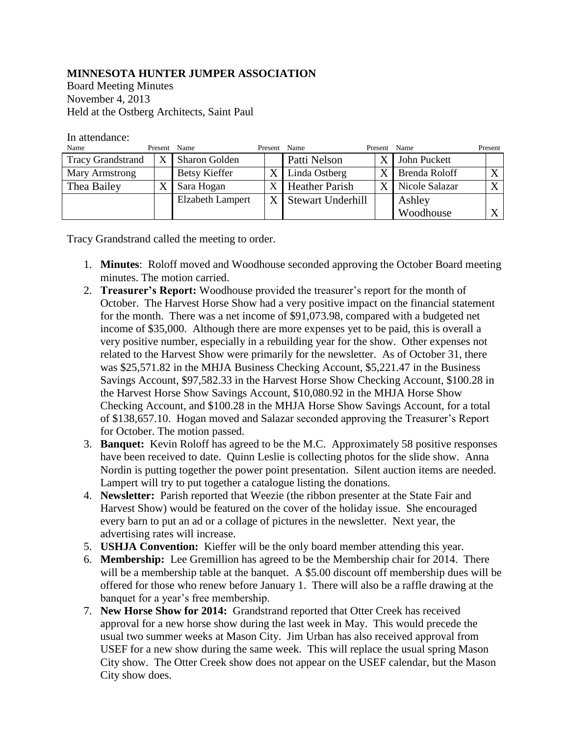**MINNESOTA HUNTER JUMPER ASSOCIATION**
Board Meeting Minutes
November 4, 2013
Held at the Ostberg Architects, Saint Paul

In attendance:

| Name | Present | Name | Present | Name | Present | Name | Present |
|---|---|---|---|---|---|---|---|
| Tracy Grandstrand | X | Sharon Golden | | Patti Nelson | X | John Puckett | |
| Mary Armstrong | | Betsy Kieffer | X | Linda Ostberg | X | Brenda Roloff | X |
| Thea Bailey | X | Sara Hogan | X | Heather Parish | X | Nicole Salazar | X |
| | | Elzabeth Lampert | X | Stewart Underhill | | Ashley Woodhouse | X |

Tracy Grandstrand called the meeting to order.

1. **Minutes**: Roloff moved and Woodhouse seconded approving the October Board meeting minutes. The motion carried.
2. **Treasurer's Report:** Woodhouse provided the treasurer's report for the month of October. The Harvest Horse Show had a very positive impact on the financial statement for the month. There was a net income of $91,073.98, compared with a budgeted net income of $35,000. Although there are more expenses yet to be paid, this is overall a very positive number, especially in a rebuilding year for the show. Other expenses not related to the Harvest Show were primarily for the newsletter. As of October 31, there was $25,571.82 in the MHJA Business Checking Account, $5,221.47 in the Business Savings Account, $97,582.33 in the Harvest Horse Show Checking Account, $100.28 in the Harvest Horse Show Savings Account, $10,080.92 in the MHJA Horse Show Checking Account, and $100.28 in the MHJA Horse Show Savings Account, for a total of $138,657.10. Hogan moved and Salazar seconded approving the Treasurer's Report for October. The motion passed.
3. **Banquet:** Kevin Roloff has agreed to be the M.C. Approximately 58 positive responses have been received to date. Quinn Leslie is collecting photos for the slide show. Anna Nordin is putting together the power point presentation. Silent auction items are needed. Lampert will try to put together a catalogue listing the donations.
4. **Newsletter:** Parish reported that Weezie (the ribbon presenter at the State Fair and Harvest Show) would be featured on the cover of the holiday issue. She encouraged every barn to put an ad or a collage of pictures in the newsletter. Next year, the advertising rates will increase.
5. **USHJA Convention:** Kieffer will be the only board member attending this year.
6. **Membership:** Lee Gremillion has agreed to be the Membership chair for 2014. There will be a membership table at the banquet. A $5.00 discount off membership dues will be offered for those who renew before January 1. There will also be a raffle drawing at the banquet for a year's free membership.
7. **New Horse Show for 2014:** Grandstrand reported that Otter Creek has received approval for a new horse show during the last week in May. This would precede the usual two summer weeks at Mason City. Jim Urban has also received approval from USEF for a new show during the same week. This will replace the usual spring Mason City show. The Otter Creek show does not appear on the USEF calendar, but the Mason City show does.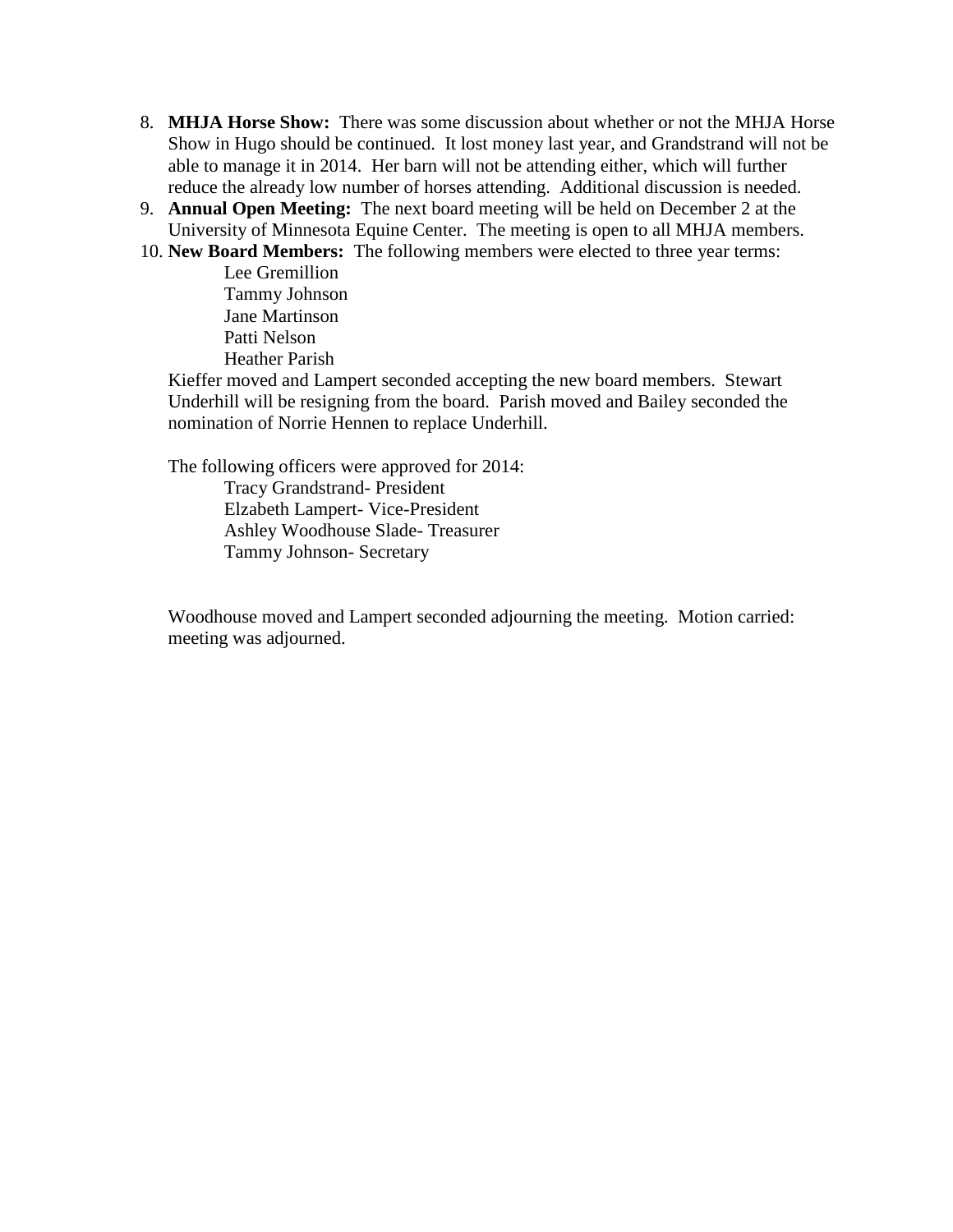8. **MHJA Horse Show:** There was some discussion about whether or not the MHJA Horse Show in Hugo should be continued. It lost money last year, and Grandstrand will not be able to manage it in 2014. Her barn will not be attending either, which will further reduce the already low number of horses attending. Additional discussion is needed.
9. **Annual Open Meeting:** The next board meeting will be held on December 2 at the University of Minnesota Equine Center. The meeting is open to all MHJA members.
10. **New Board Members:** The following members were elected to three year terms:

    Lee Gremillion
    Tammy Johnson
    Jane Martinson
    Patti Nelson
    Heather Parish

    Kieffer moved and Lampert seconded accepting the new board members. Stewart Underhill will be resigning from the board. Parish moved and Bailey seconded the nomination of Norrie Hennen to replace Underhill.

    The following officers were approved for 2014:

    Tracy Grandstrand- President
    Elzabeth Lampert- Vice-President
    Ashley Woodhouse Slade- Treasurer
    Tammy Johnson- Secretary

    Woodhouse moved and Lampert seconded adjourning the meeting. Motion carried: meeting was adjourned.